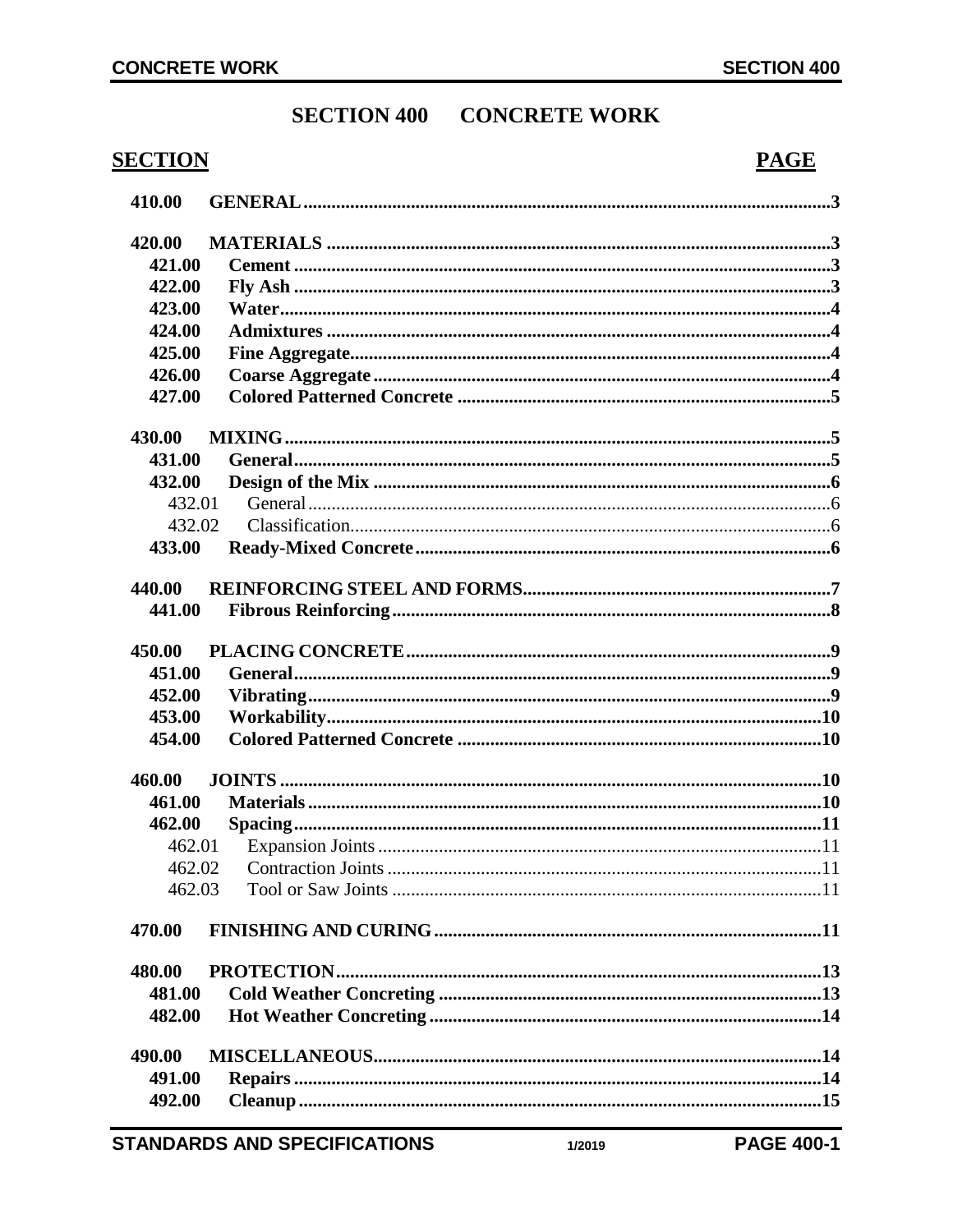# SECTION 400 CONCRETE WORK

| SECTION | | PAGE |
|---|---|---|
| **410.00** | **GENERAL** | **3** |
| **420.00** | **MATERIALS** | **3** |
| **421.00** | **Cement** | **3** |
| **422.00** | **Fly Ash** | **3** |
| **423.00** | **Water** | **4** |
| **424.00** | **Admixtures** | **4** |
| **425.00** | **Fine Aggregate** | **4** |
| **426.00** | **Coarse Aggregate** | **4** |
| **427.00** | **Colored Patterned Concrete** | **5** |
| **430.00** | **MIXING** | **5** |
| **431.00** | **General** | **5** |
| **432.00** | **Design of the Mix** | **6** |
| 432.01 | General | 6 |
| 432.02 | Classification | 6 |
| **433.00** | **Ready-Mixed Concrete** | **6** |
| **440.00** | **REINFORCING STEEL AND FORMS** | **7** |
| **441.00** | **Fibrous Reinforcing** | **8** |
| **450.00** | **PLACING CONCRETE** | **9** |
| **451.00** | **General** | **9** |
| **452.00** | **Vibrating** | **9** |
| **453.00** | **Workability** | **10** |
| **454.00** | **Colored Patterned Concrete** | **10** |
| **460.00** | **JOINTS** | **10** |
| **461.00** | **Materials** | **10** |
| **462.00** | **Spacing** | **11** |
| 462.01 | Expansion Joints | 11 |
| 462.02 | Contraction Joints | 11 |
| 462.03 | Tool or Saw Joints | 11 |
| **470.00** | **FINISHING AND CURING** | **11** |
| **480.00** | **PROTECTION** | **13** |
| **481.00** | **Cold Weather Concreting** | **13** |
| **482.00** | **Hot Weather Concreting** | **14** |
| **490.00** | **MISCELLANEOUS** | **14** |
| **491.00** | **Repairs** | **14** |
| **492.00** | **Cleanup** | **15** |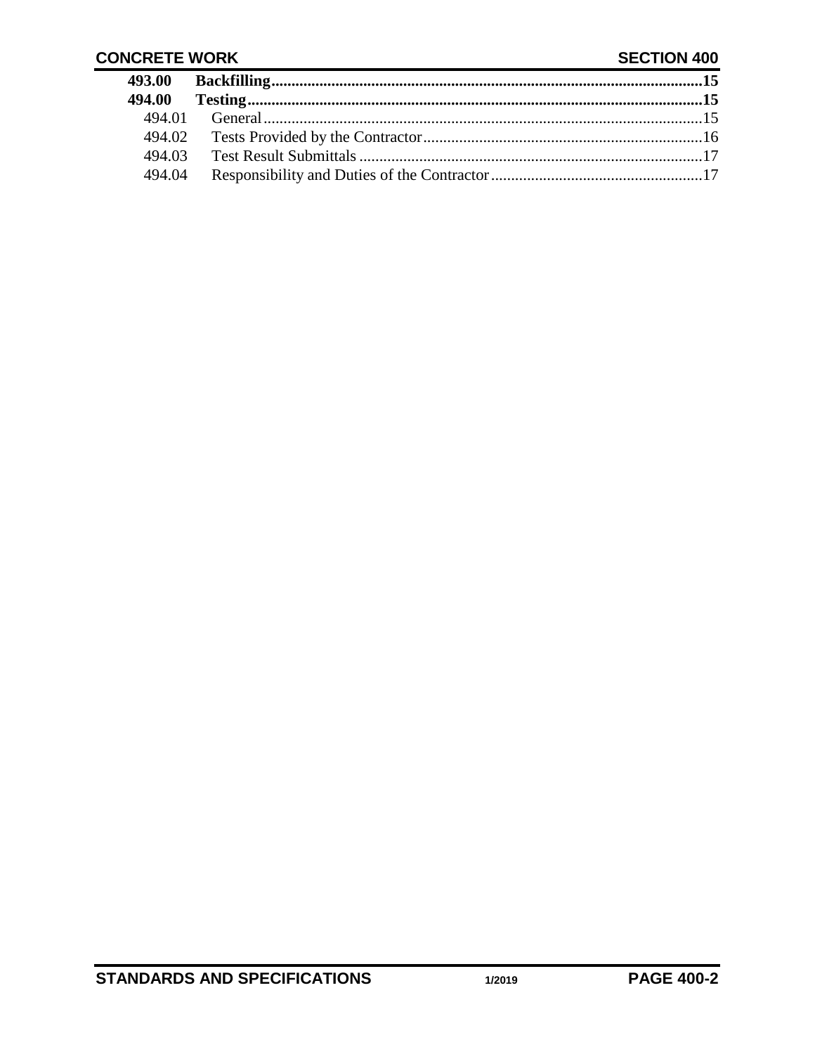| | | |
|---|---|---|
| **493.00** | **Backfilling** | **15** |
| **494.00** | **Testing** | **15** |
| 494.01 | General | 15 |
| 494.02 | Tests Provided by the Contractor | 16 |
| 494.03 | Test Result Submittals | 17 |
| 494.04 | Responsibility and Duties of the Contractor | 17 |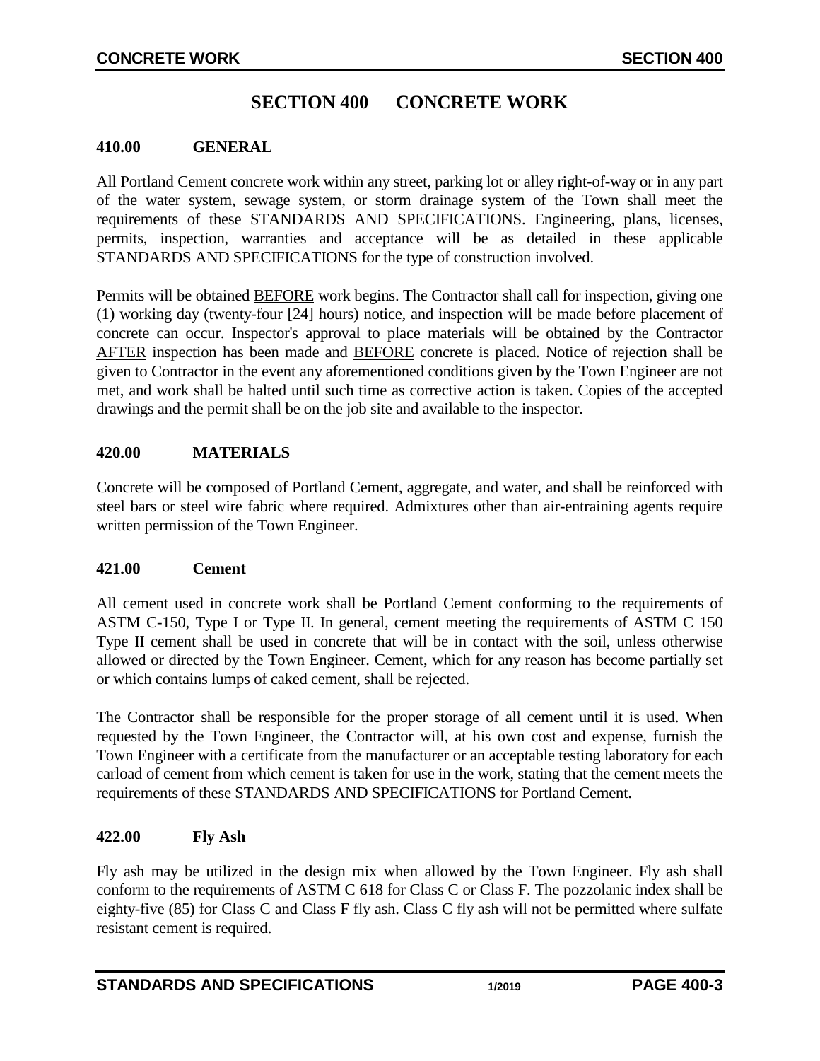# SECTION 400 CONCRETE WORK

## 410.00 GENERAL

All Portland Cement concrete work within any street, parking lot or alley right-of-way or in any part of the water system, sewage system, or storm drainage system of the Town shall meet the requirements of these STANDARDS AND SPECIFICATIONS. Engineering, plans, licenses, permits, inspection, warranties and acceptance will be as detailed in these applicable STANDARDS AND SPECIFICATIONS for the type of construction involved.

Permits will be obtained BEFORE work begins. The Contractor shall call for inspection, giving one (1) working day (twenty-four [24] hours) notice, and inspection will be made before placement of concrete can occur. Inspector's approval to place materials will be obtained by the Contractor AFTER inspection has been made and BEFORE concrete is placed. Notice of rejection shall be given to Contractor in the event any aforementioned conditions given by the Town Engineer are not met, and work shall be halted until such time as corrective action is taken. Copies of the accepted drawings and the permit shall be on the job site and available to the inspector.

## 420.00 MATERIALS

Concrete will be composed of Portland Cement, aggregate, and water, and shall be reinforced with steel bars or steel wire fabric where required. Admixtures other than air-entraining agents require written permission of the Town Engineer.

### 421.00 Cement

All cement used in concrete work shall be Portland Cement conforming to the requirements of ASTM C-150, Type I or Type II. In general, cement meeting the requirements of ASTM C 150 Type II cement shall be used in concrete that will be in contact with the soil, unless otherwise allowed or directed by the Town Engineer. Cement, which for any reason has become partially set or which contains lumps of caked cement, shall be rejected.

The Contractor shall be responsible for the proper storage of all cement until it is used. When requested by the Town Engineer, the Contractor will, at his own cost and expense, furnish the Town Engineer with a certificate from the manufacturer or an acceptable testing laboratory for each carload of cement from which cement is taken for use in the work, stating that the cement meets the requirements of these STANDARDS AND SPECIFICATIONS for Portland Cement.

### 422.00 Fly Ash

Fly ash may be utilized in the design mix when allowed by the Town Engineer. Fly ash shall conform to the requirements of ASTM C 618 for Class C or Class F. The pozzolanic index shall be eighty-five (85) for Class C and Class F fly ash. Class C fly ash will not be permitted where sulfate resistant cement is required.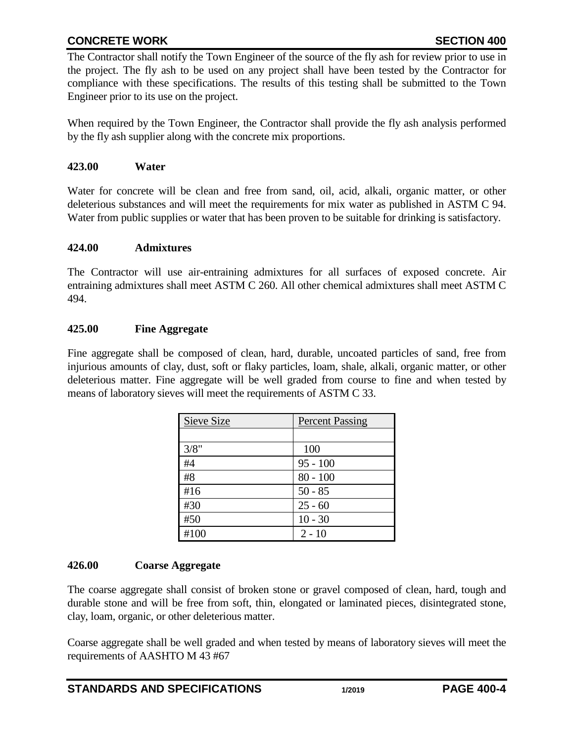The Contractor shall notify the Town Engineer of the source of the fly ash for review prior to use in the project. The fly ash to be used on any project shall have been tested by the Contractor for compliance with these specifications. The results of this testing shall be submitted to the Town Engineer prior to its use on the project.

When required by the Town Engineer, the Contractor shall provide the fly ash analysis performed by the fly ash supplier along with the concrete mix proportions.

### 423.00 Water

Water for concrete will be clean and free from sand, oil, acid, alkali, organic matter, or other deleterious substances and will meet the requirements for mix water as published in ASTM C 94. Water from public supplies or water that has been proven to be suitable for drinking is satisfactory.

### 424.00 Admixtures

The Contractor will use air-entraining admixtures for all surfaces of exposed concrete. Air entraining admixtures shall meet ASTM C 260. All other chemical admixtures shall meet ASTM C 494.

### 425.00 Fine Aggregate

Fine aggregate shall be composed of clean, hard, durable, uncoated particles of sand, free from injurious amounts of clay, dust, soft or flaky particles, loam, shale, alkali, organic matter, or other deleterious matter. Fine aggregate will be well graded from course to fine and when tested by means of laboratory sieves will meet the requirements of ASTM C 33.

| Sieve Size | Percent Passing |
|---|---|
| | |
| 3/8" | 100 |
| #4 | 95 - 100 |
| #8 | 80 - 100 |
| #16 | 50 - 85 |
| #30 | 25 - 60 |
| #50 | 10 - 30 |
| #100 | 2 - 10 |

### 426.00 Coarse Aggregate

The coarse aggregate shall consist of broken stone or gravel composed of clean, hard, tough and durable stone and will be free from soft, thin, elongated or laminated pieces, disintegrated stone, clay, loam, organic, or other deleterious matter.

Coarse aggregate shall be well graded and when tested by means of laboratory sieves will meet the requirements of AASHTO M 43 #67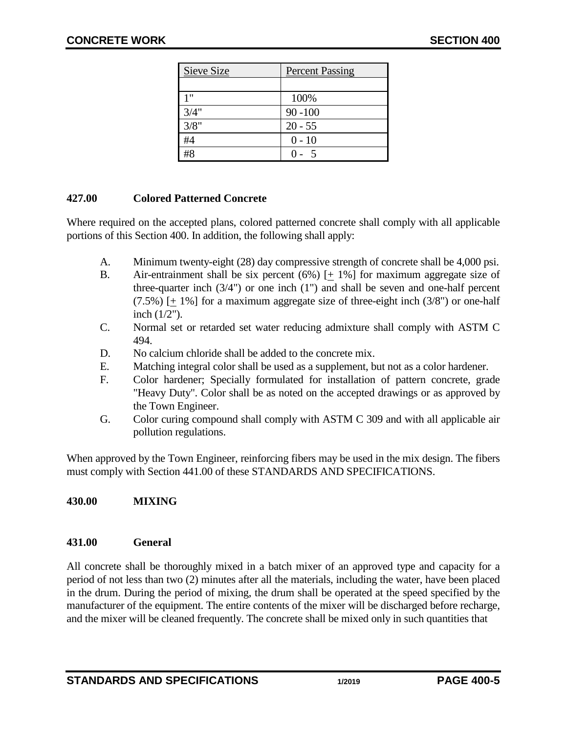| Sieve Size | Percent Passing |
|---|---|
| | |
| 1" | 100% |
| 3/4" | 90 -100 |
| 3/8" | 20 - 55 |
| #4 | 0 - 10 |
| #8 | 0 - 5 |

**427.00 Colored Patterned Concrete**

Where required on the accepted plans, colored patterned concrete shall comply with all applicable portions of this Section 400. In addition, the following shall apply:

A. Minimum twenty-eight (28) day compressive strength of concrete shall be 4,000 psi.
B. Air-entrainment shall be six percent (6%) [± 1%] for maximum aggregate size of three-quarter inch (3/4") or one inch (1") and shall be seven and one-half percent (7.5%) [± 1%] for a maximum aggregate size of three-eight inch (3/8") or one-half inch (1/2").
C. Normal set or retarded set water reducing admixture shall comply with ASTM C 494.
D. No calcium chloride shall be added to the concrete mix.
E. Matching integral color shall be used as a supplement, but not as a color hardener.
F. Color hardener; Specially formulated for installation of pattern concrete, grade "Heavy Duty". Color shall be as noted on the accepted drawings or as approved by the Town Engineer.
G. Color curing compound shall comply with ASTM C 309 and with all applicable air pollution regulations.

When approved by the Town Engineer, reinforcing fibers may be used in the mix design. The fibers must comply with Section 441.00 of these STANDARDS AND SPECIFICATIONS.

**430.00 MIXING**

**431.00 General**

All concrete shall be thoroughly mixed in a batch mixer of an approved type and capacity for a period of not less than two (2) minutes after all the materials, including the water, have been placed in the drum. During the period of mixing, the drum shall be operated at the speed specified by the manufacturer of the equipment. The entire contents of the mixer will be discharged before recharge, and the mixer will be cleaned frequently. The concrete shall be mixed only in such quantities that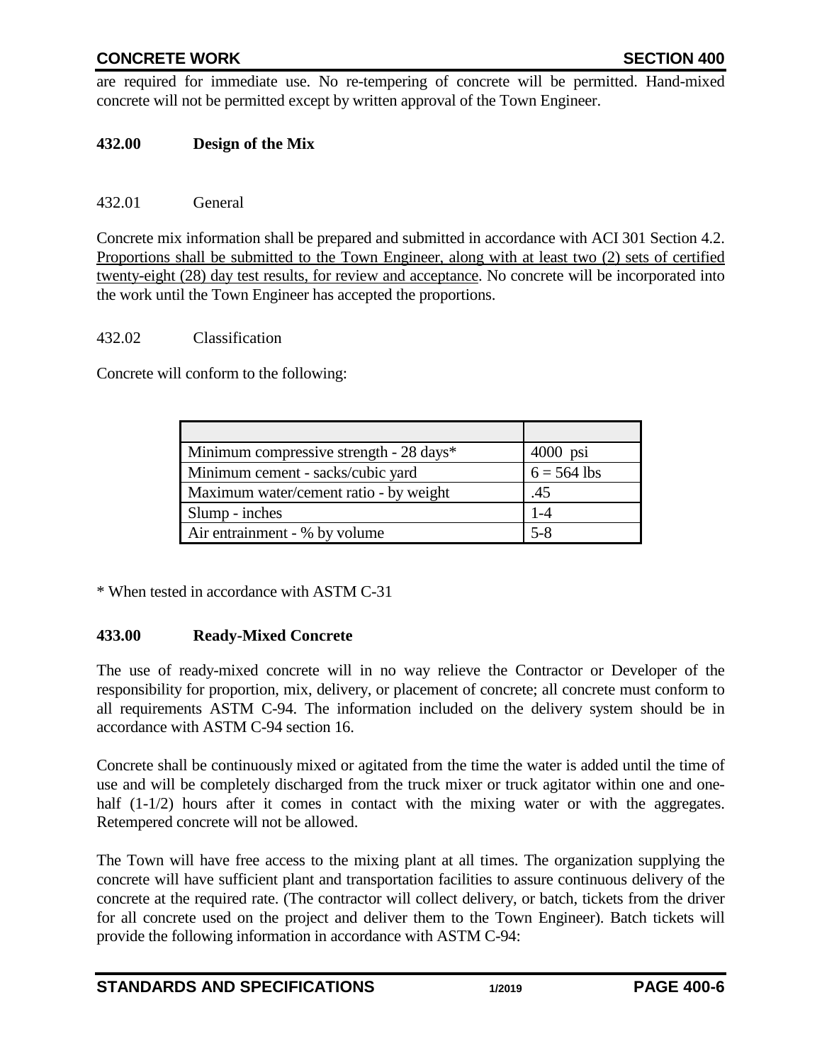are required for immediate use. No re-tempering of concrete will be permitted. Hand-mixed concrete will not be permitted except by written approval of the Town Engineer.

### 432.00 Design of the Mix

432.01 General

Concrete mix information shall be prepared and submitted in accordance with ACI 301 Section 4.2. Proportions shall be submitted to the Town Engineer, along with at least two (2) sets of certified twenty-eight (28) day test results, for review and acceptance. No concrete will be incorporated into the work until the Town Engineer has accepted the proportions.

432.02 Classification

Concrete will conform to the following:

| | |
|---|---|
| Minimum compressive strength - 28 days* | 4000 psi |
| Minimum cement - sacks/cubic yard | 6 = 564 lbs |
| Maximum water/cement ratio - by weight | .45 |
| Slump - inches | 1-4 |
| Air entrainment - % by volume | 5-8 |

* When tested in accordance with ASTM C-31

### 433.00 Ready-Mixed Concrete

The use of ready-mixed concrete will in no way relieve the Contractor or Developer of the responsibility for proportion, mix, delivery, or placement of concrete; all concrete must conform to all requirements ASTM C-94. The information included on the delivery system should be in accordance with ASTM C-94 section 16.

Concrete shall be continuously mixed or agitated from the time the water is added until the time of use and will be completely discharged from the truck mixer or truck agitator within one and one-half (1-1/2) hours after it comes in contact with the mixing water or with the aggregates. Retempered concrete will not be allowed.

The Town will have free access to the mixing plant at all times. The organization supplying the concrete will have sufficient plant and transportation facilities to assure continuous delivery of the concrete at the required rate. (The contractor will collect delivery, or batch, tickets from the driver for all concrete used on the project and deliver them to the Town Engineer). Batch tickets will provide the following information in accordance with ASTM C-94: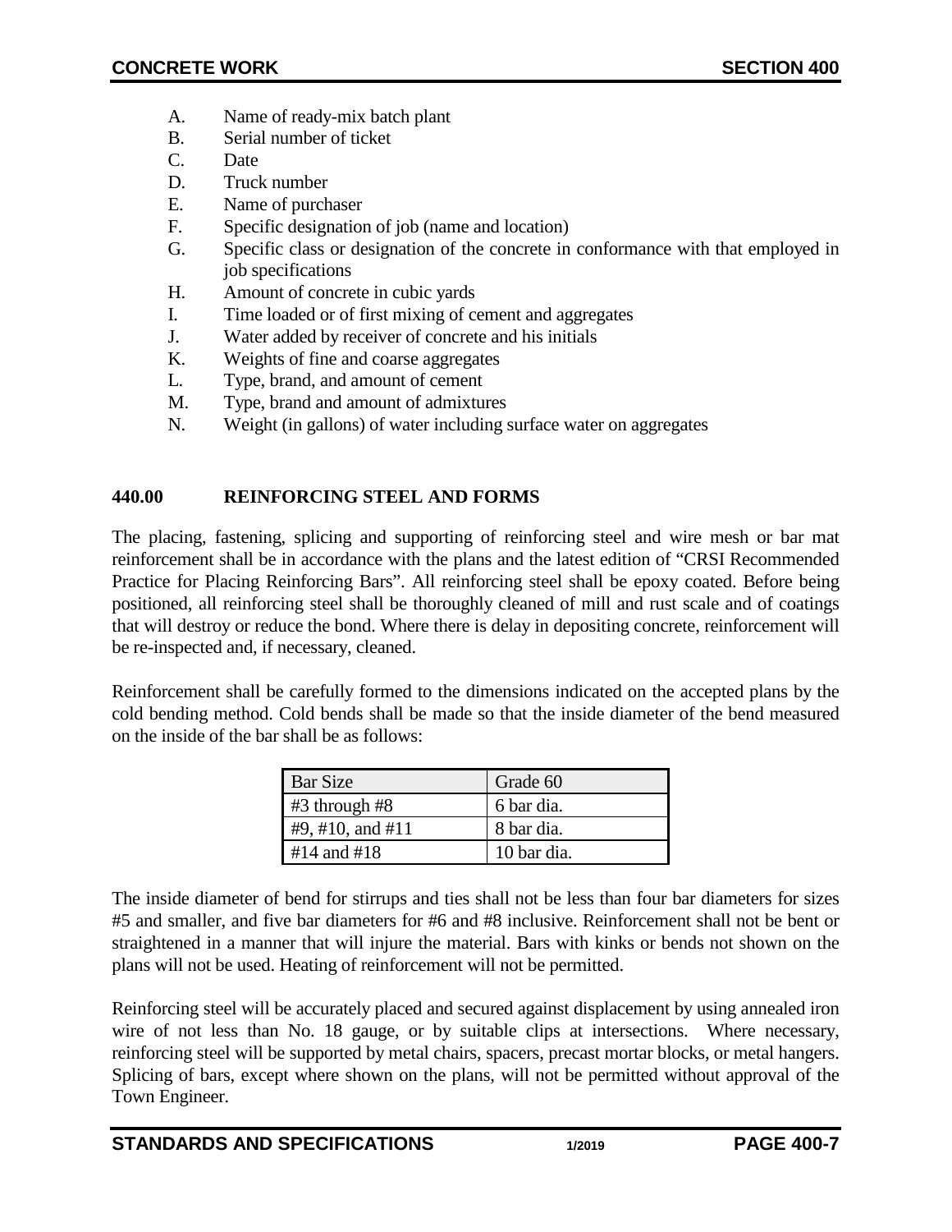A. Name of ready-mix batch plant
B. Serial number of ticket
C. Date
D. Truck number
E. Name of purchaser
F. Specific designation of job (name and location)
G. Specific class or designation of the concrete in conformance with that employed in job specifications
H. Amount of concrete in cubic yards
I. Time loaded or of first mixing of cement and aggregates
J. Water added by receiver of concrete and his initials
K. Weights of fine and coarse aggregates
L. Type, brand, and amount of cement
M. Type, brand and amount of admixtures
N. Weight (in gallons) of water including surface water on aggregates

## 440.00 REINFORCING STEEL AND FORMS

The placing, fastening, splicing and supporting of reinforcing steel and wire mesh or bar mat reinforcement shall be in accordance with the plans and the latest edition of "CRSI Recommended Practice for Placing Reinforcing Bars". All reinforcing steel shall be epoxy coated. Before being positioned, all reinforcing steel shall be thoroughly cleaned of mill and rust scale and of coatings that will destroy or reduce the bond. Where there is delay in depositing concrete, reinforcement will be re-inspected and, if necessary, cleaned.

Reinforcement shall be carefully formed to the dimensions indicated on the accepted plans by the cold bending method. Cold bends shall be made so that the inside diameter of the bend measured on the inside of the bar shall be as follows:

| Bar Size | Grade 60 |
|---|---|
| #3 through #8 | 6 bar dia. |
| #9, #10, and #11 | 8 bar dia. |
| #14 and #18 | 10 bar dia. |

The inside diameter of bend for stirrups and ties shall not be less than four bar diameters for sizes #5 and smaller, and five bar diameters for #6 and #8 inclusive. Reinforcement shall not be bent or straightened in a manner that will injure the material. Bars with kinks or bends not shown on the plans will not be used. Heating of reinforcement will not be permitted.

Reinforcing steel will be accurately placed and secured against displacement by using annealed iron wire of not less than No. 18 gauge, or by suitable clips at intersections. Where necessary, reinforcing steel will be supported by metal chairs, spacers, precast mortar blocks, or metal hangers. Splicing of bars, except where shown on the plans, will not be permitted without approval of the Town Engineer.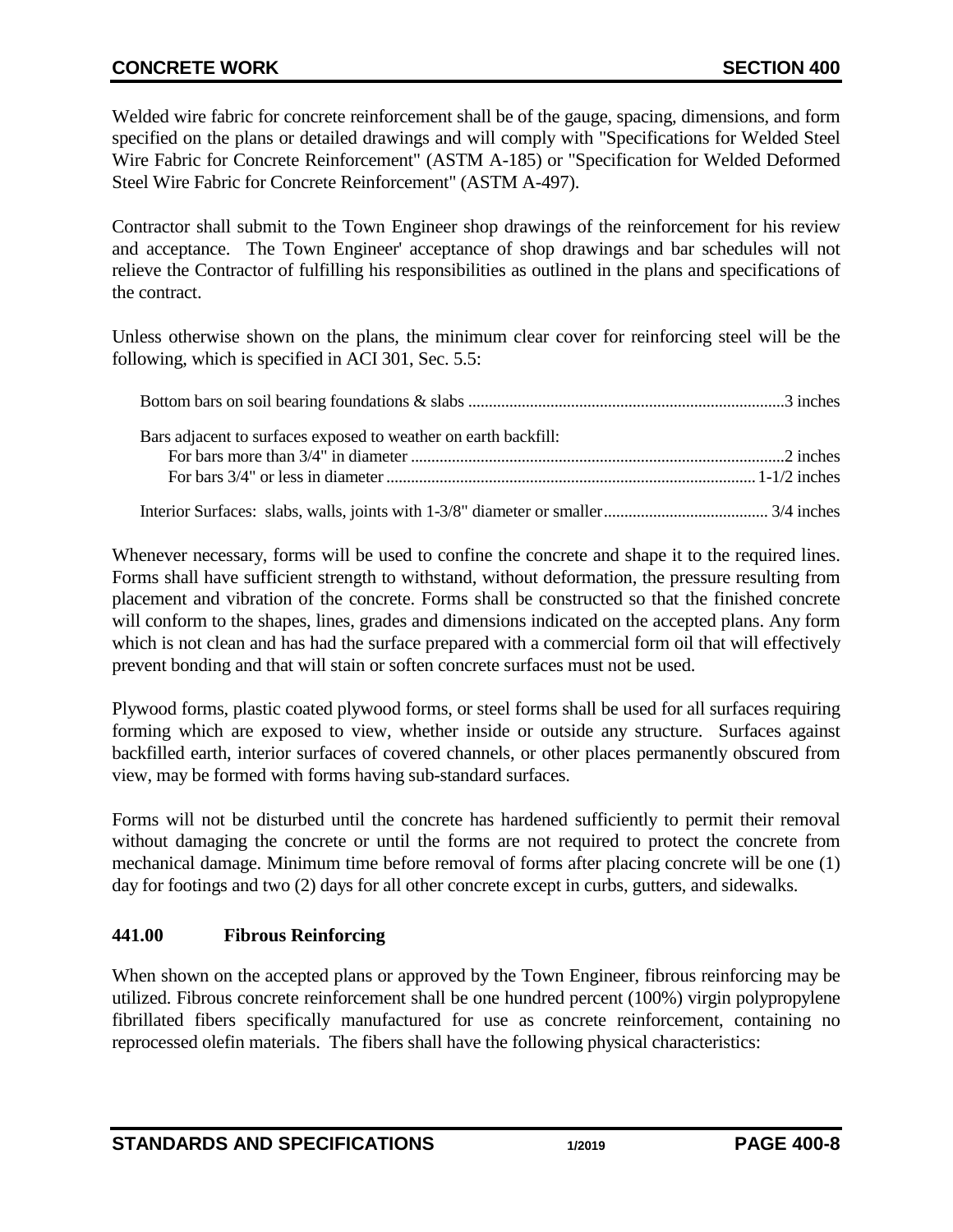Welded wire fabric for concrete reinforcement shall be of the gauge, spacing, dimensions, and form specified on the plans or detailed drawings and will comply with "Specifications for Welded Steel Wire Fabric for Concrete Reinforcement" (ASTM A-185) or "Specification for Welded Deformed Steel Wire Fabric for Concrete Reinforcement" (ASTM A-497).

Contractor shall submit to the Town Engineer shop drawings of the reinforcement for his review and acceptance. The Town Engineer' acceptance of shop drawings and bar schedules will not relieve the Contractor of fulfilling his responsibilities as outlined in the plans and specifications of the contract.

Unless otherwise shown on the plans, the minimum clear cover for reinforcing steel will be the following, which is specified in ACI 301, Sec. 5.5:

Bottom bars on soil bearing foundations & slabs ............................................................................3 inches

Bars adjacent to surfaces exposed to weather on earth backfill:
- For bars more than 3/4" in diameter ..........................................................................................2 inches
- For bars 3/4" or less in diameter ......................................................................................... 1-1/2 inches

Interior Surfaces: slabs, walls, joints with 1-3/8" diameter or smaller........................................ 3/4 inches

Whenever necessary, forms will be used to confine the concrete and shape it to the required lines. Forms shall have sufficient strength to withstand, without deformation, the pressure resulting from placement and vibration of the concrete. Forms shall be constructed so that the finished concrete will conform to the shapes, lines, grades and dimensions indicated on the accepted plans. Any form which is not clean and has had the surface prepared with a commercial form oil that will effectively prevent bonding and that will stain or soften concrete surfaces must not be used.

Plywood forms, plastic coated plywood forms, or steel forms shall be used for all surfaces requiring forming which are exposed to view, whether inside or outside any structure. Surfaces against backfilled earth, interior surfaces of covered channels, or other places permanently obscured from view, may be formed with forms having sub-standard surfaces.

Forms will not be disturbed until the concrete has hardened sufficiently to permit their removal without damaging the concrete or until the forms are not required to protect the concrete from mechanical damage. Minimum time before removal of forms after placing concrete will be one (1) day for footings and two (2) days for all other concrete except in curbs, gutters, and sidewalks.

### 441.00 Fibrous Reinforcing

When shown on the accepted plans or approved by the Town Engineer, fibrous reinforcing may be utilized. Fibrous concrete reinforcement shall be one hundred percent (100%) virgin polypropylene fibrillated fibers specifically manufactured for use as concrete reinforcement, containing no reprocessed olefin materials. The fibers shall have the following physical characteristics: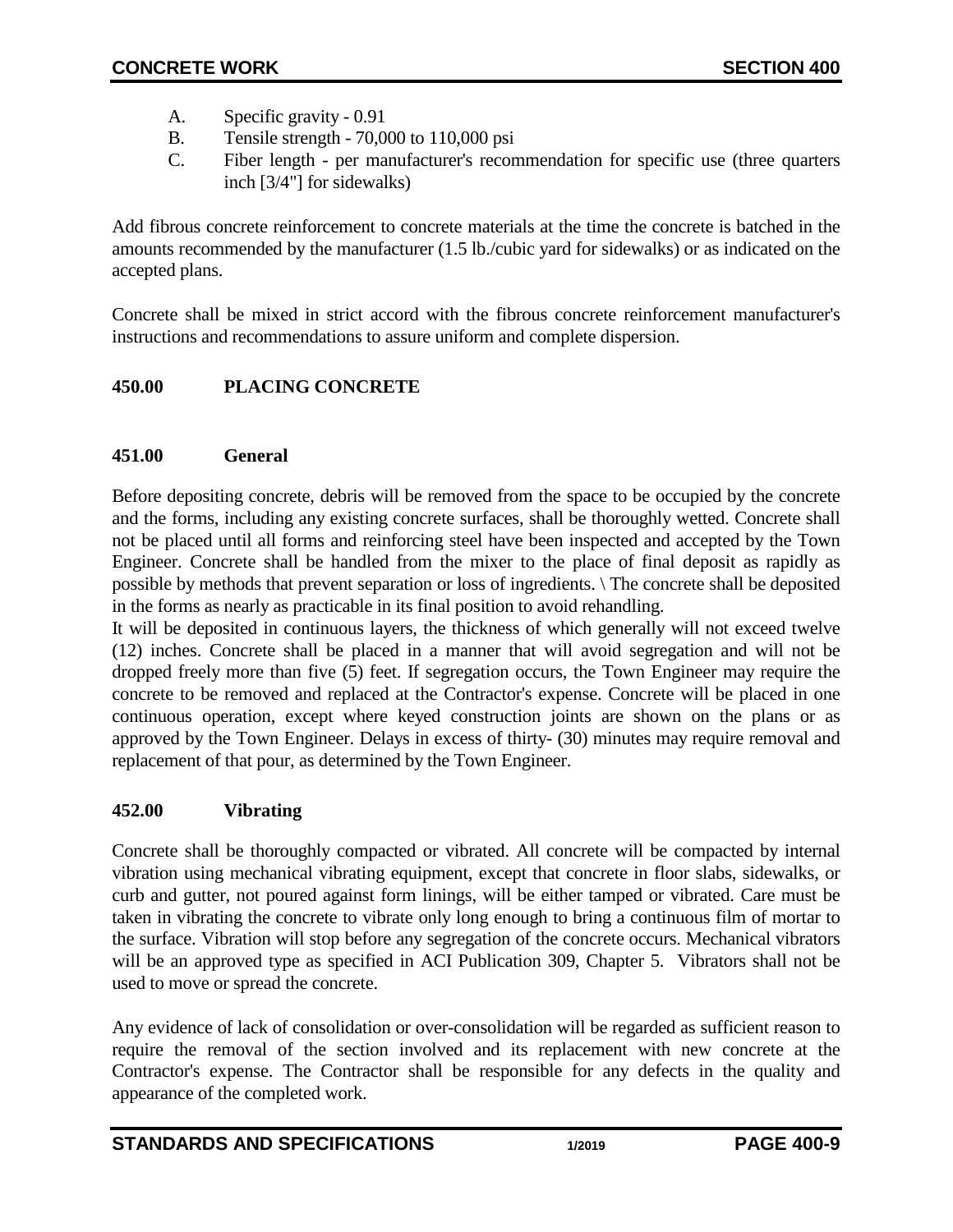A. Specific gravity - 0.91
B. Tensile strength - 70,000 to 110,000 psi
C. Fiber length - per manufacturer's recommendation for specific use (three quarters inch [3/4"] for sidewalks)

Add fibrous concrete reinforcement to concrete materials at the time the concrete is batched in the amounts recommended by the manufacturer (1.5 lb./cubic yard for sidewalks) or as indicated on the accepted plans.

Concrete shall be mixed in strict accord with the fibrous concrete reinforcement manufacturer's instructions and recommendations to assure uniform and complete dispersion.

## 450.00 PLACING CONCRETE

### 451.00 General

Before depositing concrete, debris will be removed from the space to be occupied by the concrete and the forms, including any existing concrete surfaces, shall be thoroughly wetted. Concrete shall not be placed until all forms and reinforcing steel have been inspected and accepted by the Town Engineer. Concrete shall be handled from the mixer to the place of final deposit as rapidly as possible by methods that prevent separation or loss of ingredients. \ The concrete shall be deposited in the forms as nearly as practicable in its final position to avoid rehandling.
It will be deposited in continuous layers, the thickness of which generally will not exceed twelve (12) inches. Concrete shall be placed in a manner that will avoid segregation and will not be dropped freely more than five (5) feet. If segregation occurs, the Town Engineer may require the concrete to be removed and replaced at the Contractor's expense. Concrete will be placed in one continuous operation, except where keyed construction joints are shown on the plans or as approved by the Town Engineer. Delays in excess of thirty- (30) minutes may require removal and replacement of that pour, as determined by the Town Engineer.

### 452.00 Vibrating

Concrete shall be thoroughly compacted or vibrated. All concrete will be compacted by internal vibration using mechanical vibrating equipment, except that concrete in floor slabs, sidewalks, or curb and gutter, not poured against form linings, will be either tamped or vibrated. Care must be taken in vibrating the concrete to vibrate only long enough to bring a continuous film of mortar to the surface. Vibration will stop before any segregation of the concrete occurs. Mechanical vibrators will be an approved type as specified in ACI Publication 309, Chapter 5. Vibrators shall not be used to move or spread the concrete.

Any evidence of lack of consolidation or over-consolidation will be regarded as sufficient reason to require the removal of the section involved and its replacement with new concrete at the Contractor's expense. The Contractor shall be responsible for any defects in the quality and appearance of the completed work.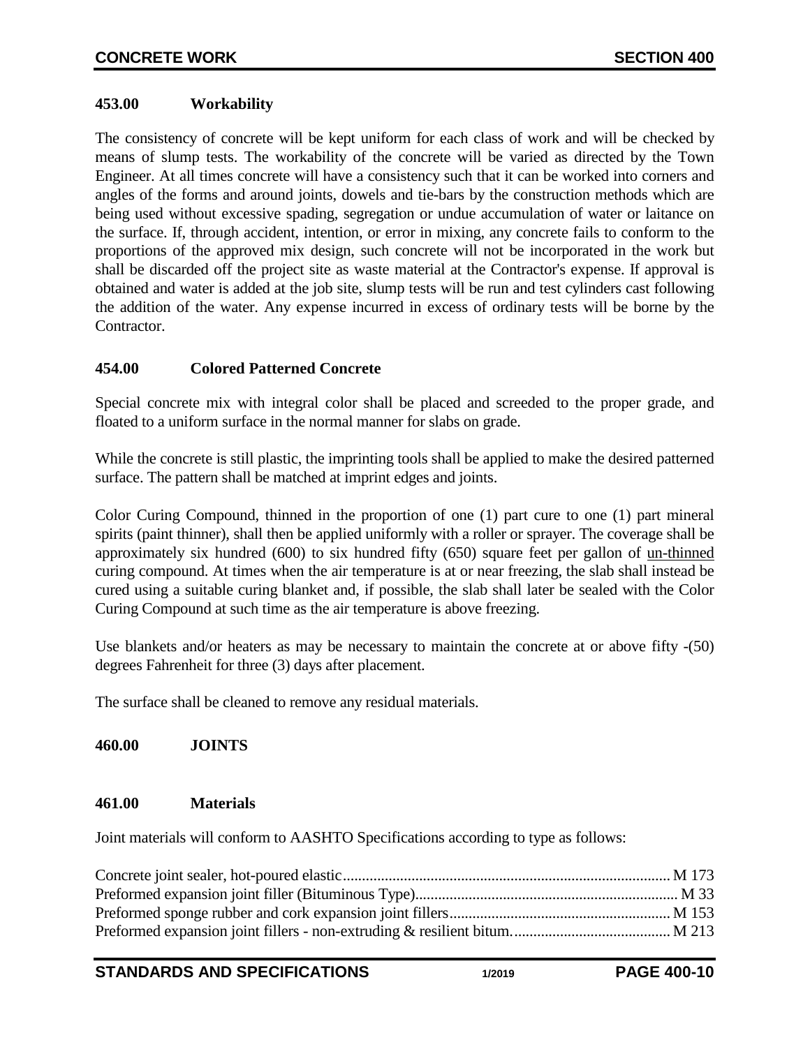### 453.00 Workability

The consistency of concrete will be kept uniform for each class of work and will be checked by means of slump tests. The workability of the concrete will be varied as directed by the Town Engineer. At all times concrete will have a consistency such that it can be worked into corners and angles of the forms and around joints, dowels and tie-bars by the construction methods which are being used without excessive spading, segregation or undue accumulation of water or laitance on the surface. If, through accident, intention, or error in mixing, any concrete fails to conform to the proportions of the approved mix design, such concrete will not be incorporated in the work but shall be discarded off the project site as waste material at the Contractor's expense. If approval is obtained and water is added at the job site, slump tests will be run and test cylinders cast following the addition of the water. Any expense incurred in excess of ordinary tests will be borne by the Contractor.

### 454.00 Colored Patterned Concrete

Special concrete mix with integral color shall be placed and screeded to the proper grade, and floated to a uniform surface in the normal manner for slabs on grade.

While the concrete is still plastic, the imprinting tools shall be applied to make the desired patterned surface. The pattern shall be matched at imprint edges and joints.

Color Curing Compound, thinned in the proportion of one (1) part cure to one (1) part mineral spirits (paint thinner), shall then be applied uniformly with a roller or sprayer. The coverage shall be approximately six hundred (600) to six hundred fifty (650) square feet per gallon of un-thinned curing compound. At times when the air temperature is at or near freezing, the slab shall instead be cured using a suitable curing blanket and, if possible, the slab shall later be sealed with the Color Curing Compound at such time as the air temperature is above freezing.

Use blankets and/or heaters as may be necessary to maintain the concrete at or above fifty -(50) degrees Fahrenheit for three (3) days after placement.

The surface shall be cleaned to remove any residual materials.

## 460.00 JOINTS

### 461.00 Materials

Joint materials will conform to AASHTO Specifications according to type as follows:

Concrete joint sealer, hot-poured elastic....................................... M 173
Preformed expansion joint filler (Bituminous Type)....................................... M 33
Preformed sponge rubber and cork expansion joint fillers....................................... M 153
Preformed expansion joint fillers - non-extruding & resilient bitum....................................... M 213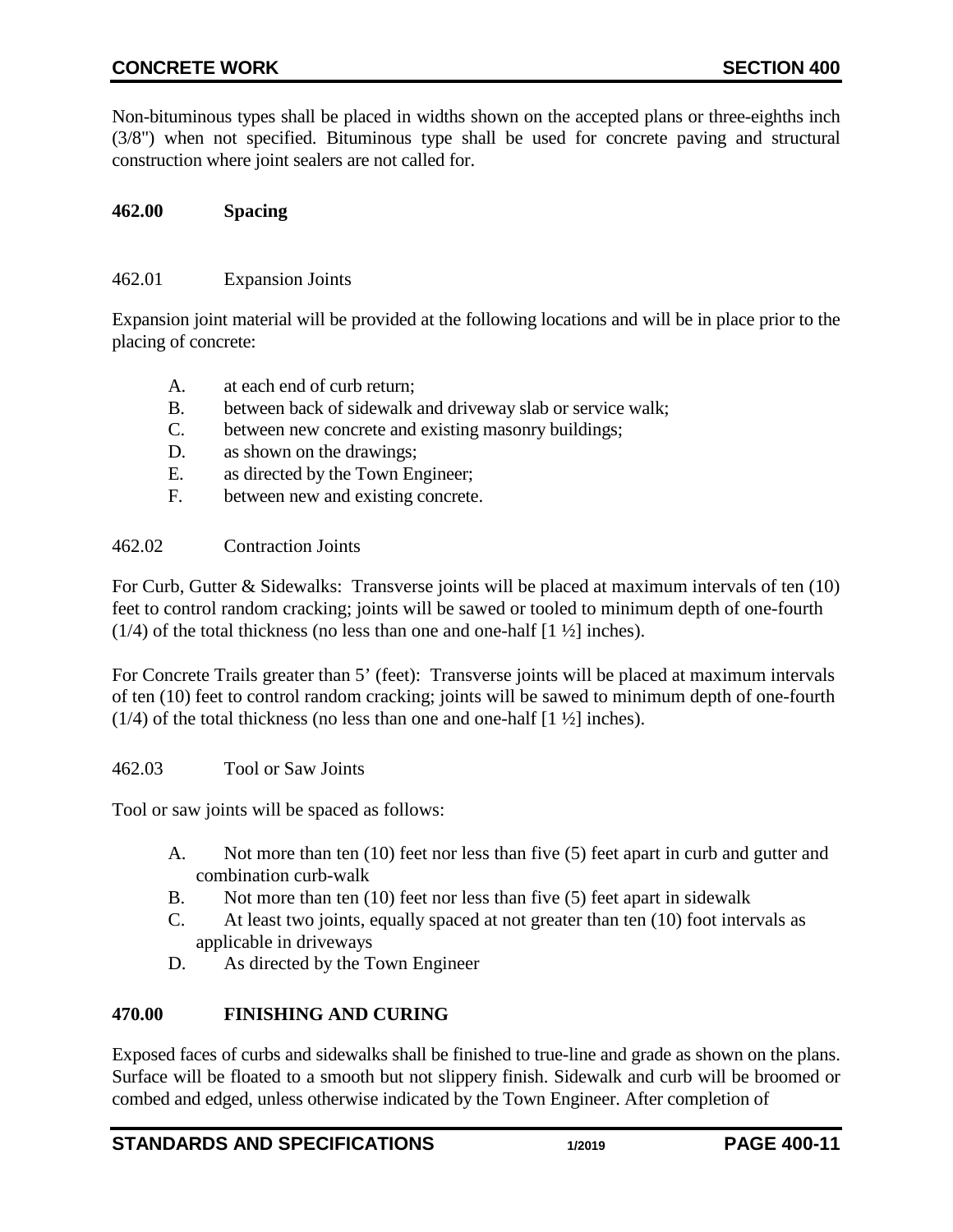Non-bituminous types shall be placed in widths shown on the accepted plans or three-eighths inch (3/8") when not specified. Bituminous type shall be used for concrete paving and structural construction where joint sealers are not called for.

## 462.00 Spacing

### 462.01 Expansion Joints

Expansion joint material will be provided at the following locations and will be in place prior to the placing of concrete:

A. at each end of curb return;
B. between back of sidewalk and driveway slab or service walk;
C. between new concrete and existing masonry buildings;
D. as shown on the drawings;
E. as directed by the Town Engineer;
F. between new and existing concrete.

### 462.02 Contraction Joints

For Curb, Gutter & Sidewalks: Transverse joints will be placed at maximum intervals of ten (10) feet to control random cracking; joints will be sawed or tooled to minimum depth of one-fourth (1/4) of the total thickness (no less than one and one-half [1 ½] inches).

For Concrete Trails greater than 5' (feet): Transverse joints will be placed at maximum intervals of ten (10) feet to control random cracking; joints will be sawed to minimum depth of one-fourth (1/4) of the total thickness (no less than one and one-half [1 ½] inches).

### 462.03 Tool or Saw Joints

Tool or saw joints will be spaced as follows:

A. Not more than ten (10) feet nor less than five (5) feet apart in curb and gutter and combination curb-walk
B. Not more than ten (10) feet nor less than five (5) feet apart in sidewalk
C. At least two joints, equally spaced at not greater than ten (10) foot intervals as applicable in driveways
D. As directed by the Town Engineer

## 470.00 FINISHING AND CURING

Exposed faces of curbs and sidewalks shall be finished to true-line and grade as shown on the plans. Surface will be floated to a smooth but not slippery finish. Sidewalk and curb will be broomed or combed and edged, unless otherwise indicated by the Town Engineer. After completion of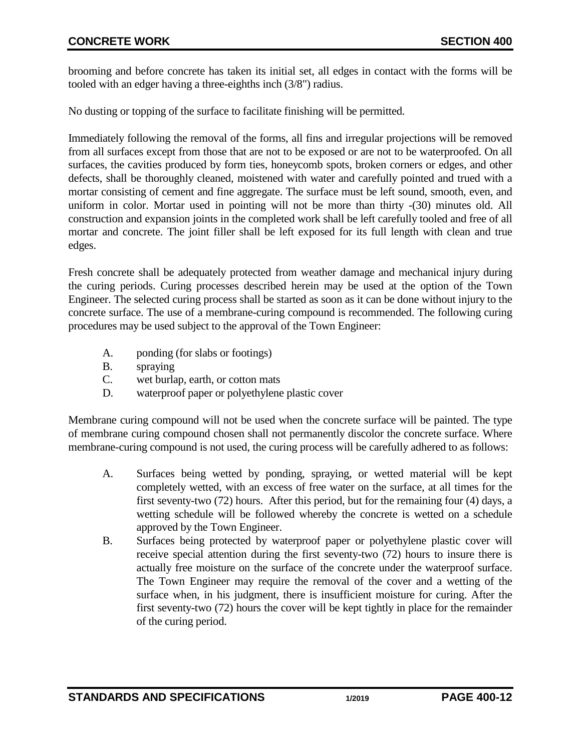brooming and before concrete has taken its initial set, all edges in contact with the forms will be tooled with an edger having a three-eighths inch (3/8") radius.

No dusting or topping of the surface to facilitate finishing will be permitted.

Immediately following the removal of the forms, all fins and irregular projections will be removed from all surfaces except from those that are not to be exposed or are not to be waterproofed. On all surfaces, the cavities produced by form ties, honeycomb spots, broken corners or edges, and other defects, shall be thoroughly cleaned, moistened with water and carefully pointed and trued with a mortar consisting of cement and fine aggregate. The surface must be left sound, smooth, even, and uniform in color. Mortar used in pointing will not be more than thirty -(30) minutes old. All construction and expansion joints in the completed work shall be left carefully tooled and free of all mortar and concrete. The joint filler shall be left exposed for its full length with clean and true edges.

Fresh concrete shall be adequately protected from weather damage and mechanical injury during the curing periods. Curing processes described herein may be used at the option of the Town Engineer. The selected curing process shall be started as soon as it can be done without injury to the concrete surface. The use of a membrane-curing compound is recommended. The following curing procedures may be used subject to the approval of the Town Engineer:

A. ponding (for slabs or footings)
B. spraying
C. wet burlap, earth, or cotton mats
D. waterproof paper or polyethylene plastic cover

Membrane curing compound will not be used when the concrete surface will be painted. The type of membrane curing compound chosen shall not permanently discolor the concrete surface. Where membrane-curing compound is not used, the curing process will be carefully adhered to as follows:

A. Surfaces being wetted by ponding, spraying, or wetted material will be kept completely wetted, with an excess of free water on the surface, at all times for the first seventy-two (72) hours. After this period, but for the remaining four (4) days, a wetting schedule will be followed whereby the concrete is wetted on a schedule approved by the Town Engineer.
B. Surfaces being protected by waterproof paper or polyethylene plastic cover will receive special attention during the first seventy-two (72) hours to insure there is actually free moisture on the surface of the concrete under the waterproof surface. The Town Engineer may require the removal of the cover and a wetting of the surface when, in his judgment, there is insufficient moisture for curing. After the first seventy-two (72) hours the cover will be kept tightly in place for the remainder of the curing period.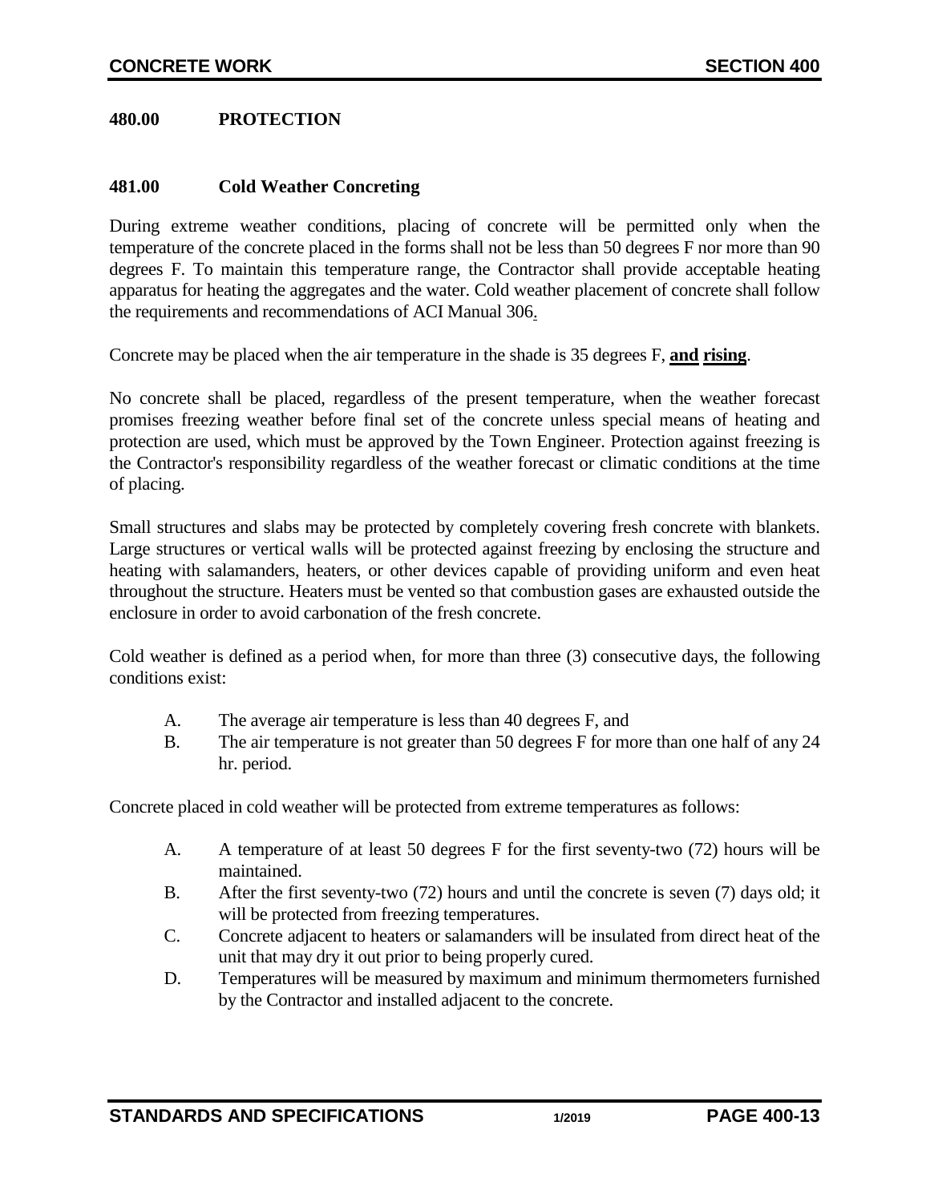## 480.00 PROTECTION

### 481.00 Cold Weather Concreting

During extreme weather conditions, placing of concrete will be permitted only when the temperature of the concrete placed in the forms shall not be less than 50 degrees F nor more than 90 degrees F. To maintain this temperature range, the Contractor shall provide acceptable heating apparatus for heating the aggregates and the water. Cold weather placement of concrete shall follow the requirements and recommendations of ACI Manual 306.

Concrete may be placed when the air temperature in the shade is 35 degrees F, **and rising**.

No concrete shall be placed, regardless of the present temperature, when the weather forecast promises freezing weather before final set of the concrete unless special means of heating and protection are used, which must be approved by the Town Engineer. Protection against freezing is the Contractor's responsibility regardless of the weather forecast or climatic conditions at the time of placing.

Small structures and slabs may be protected by completely covering fresh concrete with blankets. Large structures or vertical walls will be protected against freezing by enclosing the structure and heating with salamanders, heaters, or other devices capable of providing uniform and even heat throughout the structure. Heaters must be vented so that combustion gases are exhausted outside the enclosure in order to avoid carbonation of the fresh concrete.

Cold weather is defined as a period when, for more than three (3) consecutive days, the following conditions exist:

A. The average air temperature is less than 40 degrees F, and
B. The air temperature is not greater than 50 degrees F for more than one half of any 24 hr. period.

Concrete placed in cold weather will be protected from extreme temperatures as follows:

A. A temperature of at least 50 degrees F for the first seventy-two (72) hours will be maintained.
B. After the first seventy-two (72) hours and until the concrete is seven (7) days old; it will be protected from freezing temperatures.
C. Concrete adjacent to heaters or salamanders will be insulated from direct heat of the unit that may dry it out prior to being properly cured.
D. Temperatures will be measured by maximum and minimum thermometers furnished by the Contractor and installed adjacent to the concrete.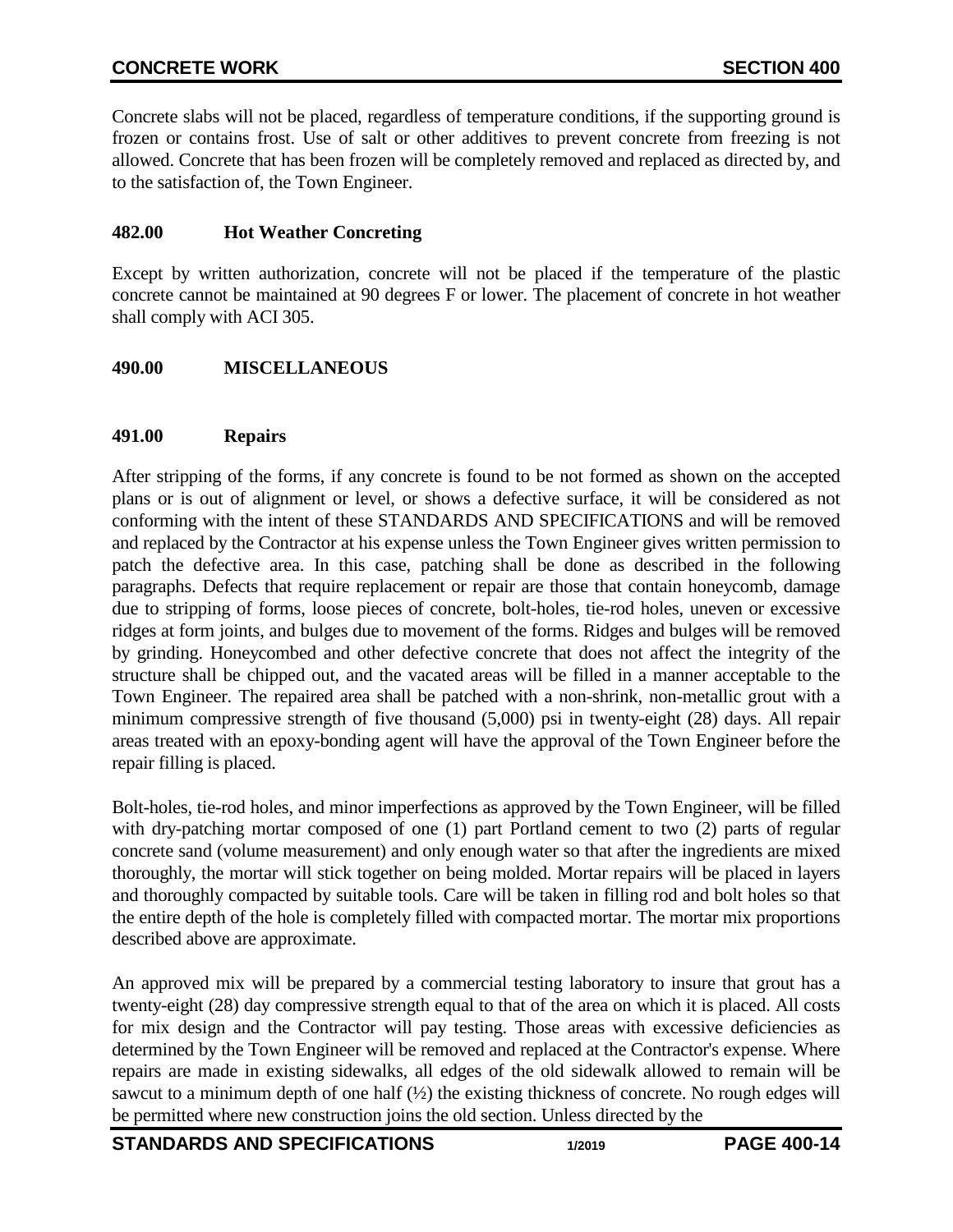Concrete slabs will not be placed, regardless of temperature conditions, if the supporting ground is frozen or contains frost. Use of salt or other additives to prevent concrete from freezing is not allowed. Concrete that has been frozen will be completely removed and replaced as directed by, and to the satisfaction of, the Town Engineer.

### 482.00 Hot Weather Concreting

Except by written authorization, concrete will not be placed if the temperature of the plastic concrete cannot be maintained at 90 degrees F or lower. The placement of concrete in hot weather shall comply with ACI 305.

## 490.00 MISCELLANEOUS

### 491.00 Repairs

After stripping of the forms, if any concrete is found to be not formed as shown on the accepted plans or is out of alignment or level, or shows a defective surface, it will be considered as not conforming with the intent of these STANDARDS AND SPECIFICATIONS and will be removed and replaced by the Contractor at his expense unless the Town Engineer gives written permission to patch the defective area. In this case, patching shall be done as described in the following paragraphs. Defects that require replacement or repair are those that contain honeycomb, damage due to stripping of forms, loose pieces of concrete, bolt-holes, tie-rod holes, uneven or excessive ridges at form joints, and bulges due to movement of the forms. Ridges and bulges will be removed by grinding. Honeycombed and other defective concrete that does not affect the integrity of the structure shall be chipped out, and the vacated areas will be filled in a manner acceptable to the Town Engineer. The repaired area shall be patched with a non-shrink, non-metallic grout with a minimum compressive strength of five thousand (5,000) psi in twenty-eight (28) days. All repair areas treated with an epoxy-bonding agent will have the approval of the Town Engineer before the repair filling is placed.

Bolt-holes, tie-rod holes, and minor imperfections as approved by the Town Engineer, will be filled with dry-patching mortar composed of one (1) part Portland cement to two (2) parts of regular concrete sand (volume measurement) and only enough water so that after the ingredients are mixed thoroughly, the mortar will stick together on being molded. Mortar repairs will be placed in layers and thoroughly compacted by suitable tools. Care will be taken in filling rod and bolt holes so that the entire depth of the hole is completely filled with compacted mortar. The mortar mix proportions described above are approximate.

An approved mix will be prepared by a commercial testing laboratory to insure that grout has a twenty-eight (28) day compressive strength equal to that of the area on which it is placed. All costs for mix design and the Contractor will pay testing. Those areas with excessive deficiencies as determined by the Town Engineer will be removed and replaced at the Contractor's expense. Where repairs are made in existing sidewalks, all edges of the old sidewalk allowed to remain will be sawcut to a minimum depth of one half (½) the existing thickness of concrete. No rough edges will be permitted where new construction joins the old section. Unless directed by the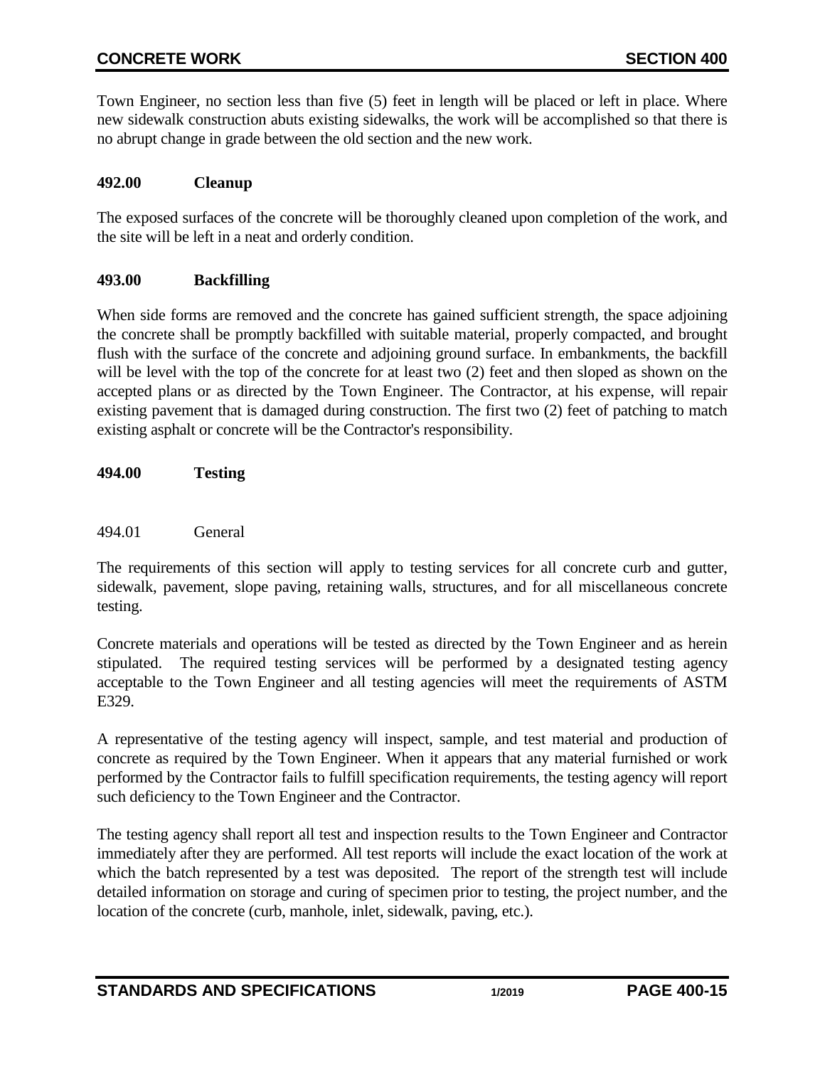Town Engineer, no section less than five (5) feet in length will be placed or left in place. Where new sidewalk construction abuts existing sidewalks, the work will be accomplished so that there is no abrupt change in grade between the old section and the new work.

## 492.00 Cleanup

The exposed surfaces of the concrete will be thoroughly cleaned upon completion of the work, and the site will be left in a neat and orderly condition.

## 493.00 Backfilling

When side forms are removed and the concrete has gained sufficient strength, the space adjoining the concrete shall be promptly backfilled with suitable material, properly compacted, and brought flush with the surface of the concrete and adjoining ground surface. In embankments, the backfill will be level with the top of the concrete for at least two (2) feet and then sloped as shown on the accepted plans or as directed by the Town Engineer. The Contractor, at his expense, will repair existing pavement that is damaged during construction. The first two (2) feet of patching to match existing asphalt or concrete will be the Contractor's responsibility.

## 494.00 Testing

### 494.01 General

The requirements of this section will apply to testing services for all concrete curb and gutter, sidewalk, pavement, slope paving, retaining walls, structures, and for all miscellaneous concrete testing.

Concrete materials and operations will be tested as directed by the Town Engineer and as herein stipulated. The required testing services will be performed by a designated testing agency acceptable to the Town Engineer and all testing agencies will meet the requirements of ASTM E329.

A representative of the testing agency will inspect, sample, and test material and production of concrete as required by the Town Engineer. When it appears that any material furnished or work performed by the Contractor fails to fulfill specification requirements, the testing agency will report such deficiency to the Town Engineer and the Contractor.

The testing agency shall report all test and inspection results to the Town Engineer and Contractor immediately after they are performed. All test reports will include the exact location of the work at which the batch represented by a test was deposited. The report of the strength test will include detailed information on storage and curing of specimen prior to testing, the project number, and the location of the concrete (curb, manhole, inlet, sidewalk, paving, etc.).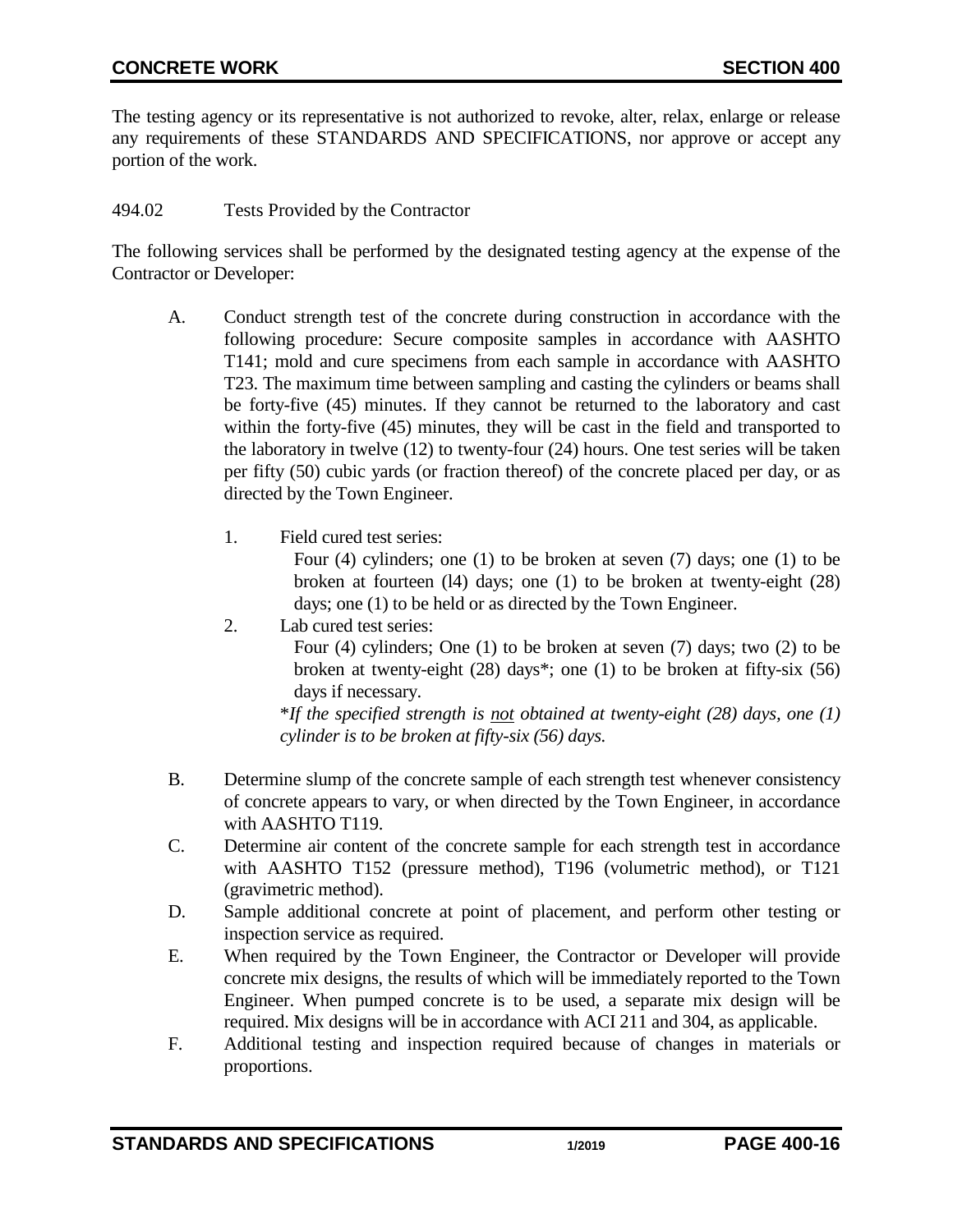The testing agency or its representative is not authorized to revoke, alter, relax, enlarge or release any requirements of these STANDARDS AND SPECIFICATIONS, nor approve or accept any portion of the work.

494.02 Tests Provided by the Contractor

The following services shall be performed by the designated testing agency at the expense of the Contractor or Developer:

A. Conduct strength test of the concrete during construction in accordance with the following procedure: Secure composite samples in accordance with AASHTO T141; mold and cure specimens from each sample in accordance with AASHTO T23. The maximum time between sampling and casting the cylinders or beams shall be forty-five (45) minutes. If they cannot be returned to the laboratory and cast within the forty-five (45) minutes, they will be cast in the field and transported to the laboratory in twelve (12) to twenty-four (24) hours. One test series will be taken per fifty (50) cubic yards (or fraction thereof) of the concrete placed per day, or as directed by the Town Engineer.

   1. Field cured test series:
      Four (4) cylinders; one (1) to be broken at seven (7) days; one (1) to be broken at fourteen (l4) days; one (1) to be broken at twenty-eight (28) days; one (1) to be held or as directed by the Town Engineer.
   2. Lab cured test series:
      Four (4) cylinders; One (1) to be broken at seven (7) days; two (2) to be broken at twenty-eight (28) days*; one (1) to be broken at fifty-six (56) days if necessary.

      **If the specified strength is* <u>*not*</u> *obtained at twenty-eight (28) days, one (1) cylinder is to be broken at fifty-six (56) days.*

B. Determine slump of the concrete sample of each strength test whenever consistency of concrete appears to vary, or when directed by the Town Engineer, in accordance with AASHTO T119.

C. Determine air content of the concrete sample for each strength test in accordance with AASHTO T152 (pressure method), T196 (volumetric method), or T121 (gravimetric method).

D. Sample additional concrete at point of placement, and perform other testing or inspection service as required.

E. When required by the Town Engineer, the Contractor or Developer will provide concrete mix designs, the results of which will be immediately reported to the Town Engineer. When pumped concrete is to be used, a separate mix design will be required. Mix designs will be in accordance with ACI 211 and 304, as applicable.

F. Additional testing and inspection required because of changes in materials or proportions.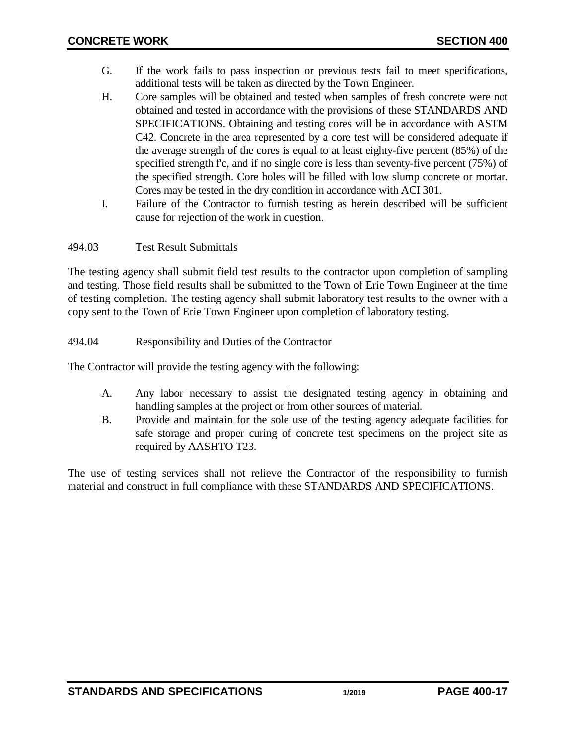G. If the work fails to pass inspection or previous tests fail to meet specifications, additional tests will be taken as directed by the Town Engineer.

H. Core samples will be obtained and tested when samples of fresh concrete were not obtained and tested in accordance with the provisions of these STANDARDS AND SPECIFICATIONS. Obtaining and testing cores will be in accordance with ASTM C42. Concrete in the area represented by a core test will be considered adequate if the average strength of the cores is equal to at least eighty-five percent (85%) of the specified strength f'c, and if no single core is less than seventy-five percent (75%) of the specified strength. Core holes will be filled with low slump concrete or mortar. Cores may be tested in the dry condition in accordance with ACI 301.

I. Failure of the Contractor to furnish testing as herein described will be sufficient cause for rejection of the work in question.

494.03 Test Result Submittals

The testing agency shall submit field test results to the contractor upon completion of sampling and testing. Those field results shall be submitted to the Town of Erie Town Engineer at the time of testing completion. The testing agency shall submit laboratory test results to the owner with a copy sent to the Town of Erie Town Engineer upon completion of laboratory testing.

494.04 Responsibility and Duties of the Contractor

The Contractor will provide the testing agency with the following:

A. Any labor necessary to assist the designated testing agency in obtaining and handling samples at the project or from other sources of material.

B. Provide and maintain for the sole use of the testing agency adequate facilities for safe storage and proper curing of concrete test specimens on the project site as required by AASHTO T23.

The use of testing services shall not relieve the Contractor of the responsibility to furnish material and construct in full compliance with these STANDARDS AND SPECIFICATIONS.